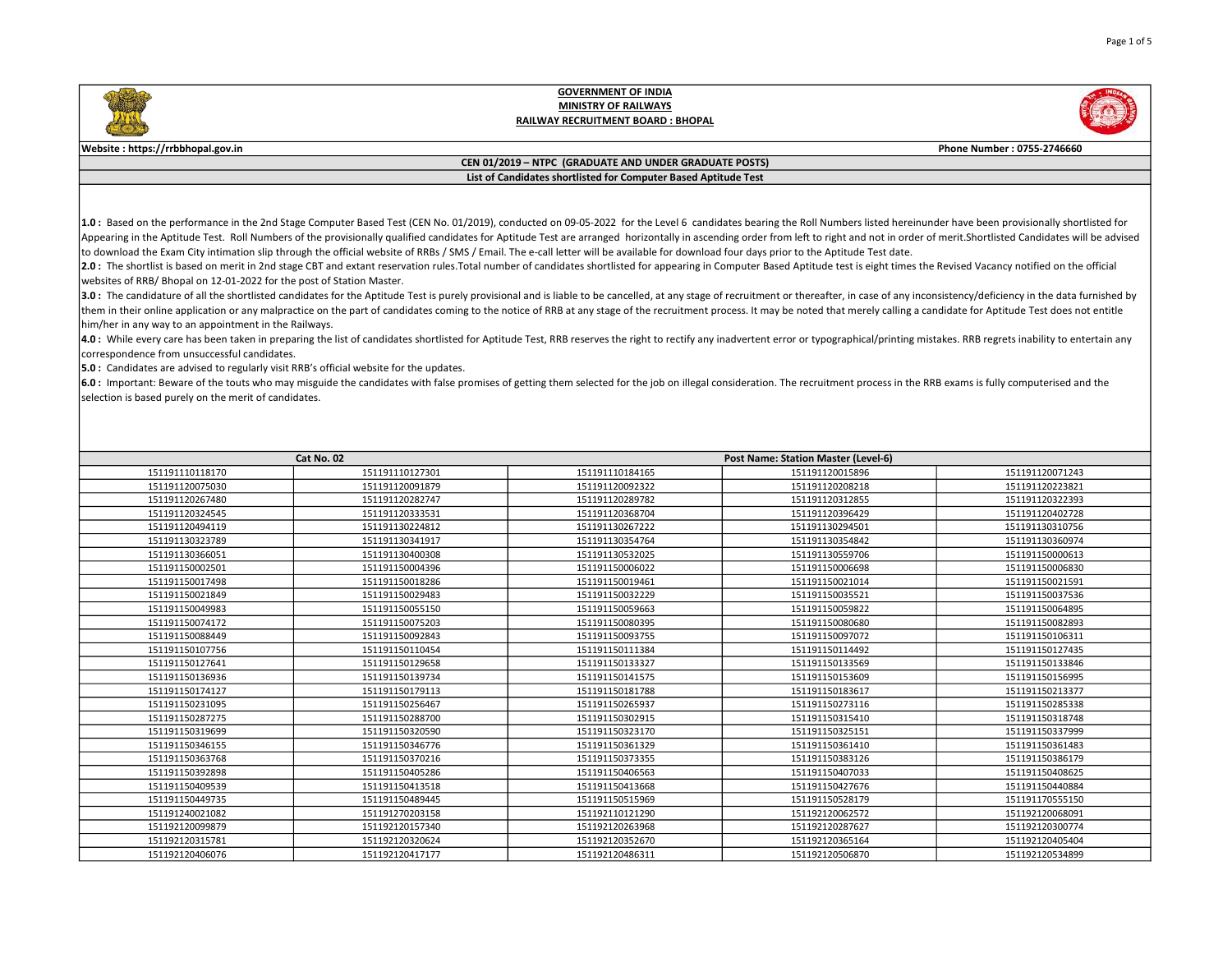# GOVERNMENT OF INDIA
## MINISTRY OF RAILWAYS
## RAILWAY RECRUITMENT BOARD : BHOPAL

**Website : https://rrbbhopal.gov.in** **Phone Number : 0755-2746660**

**CEN 01/2019 – NTPC (GRADUATE AND UNDER GRADUATE POSTS)**

**List of Candidates shortlisted for Computer Based Aptitude Test**

**1.0 :** Based on the performance in the 2nd Stage Computer Based Test (CEN No. 01/2019), conducted on 09-05-2022 for the Level 6 candidates bearing the Roll Numbers listed hereinunder have been provisionally shortlisted for Appearing in the Aptitude Test. Roll Numbers of the provisionally qualified candidates for Aptitude Test are arranged horizontally in ascending order from left to right and not in order of merit.Shortlisted Candidates will be advised to download the Exam City intimation slip through the official website of RRBs / SMS / Email. The e-call letter will be available for download four days prior to the Aptitude Test date.

**2.0 :** The shortlist is based on merit in 2nd stage CBT and extant reservation rules.Total number of candidates shortlisted for appearing in Computer Based Aptitude test is eight times the Revised Vacancy notified on the official websites of RRB/ Bhopal on 12-01-2022 for the post of Station Master.

**3.0 :** The candidature of all the shortlisted candidates for the Aptitude Test is purely provisional and is liable to be cancelled, at any stage of recruitment or thereafter, in case of any inconsistency/deficiency in the data furnished by them in their online application or any malpractice on the part of candidates coming to the notice of RRB at any stage of the recruitment process. It may be noted that merely calling a candidate for Aptitude Test does not entitle him/her in any way to an appointment in the Railways.

**4.0 :** While every care has been taken in preparing the list of candidates shortlisted for Aptitude Test, RRB reserves the right to rectify any inadvertent error or typographical/printing mistakes. RRB regrets inability to entertain any correspondence from unsuccessful candidates.

**5.0 :** Candidates are advised to regularly visit RRB's official website for the updates.

**6.0 :** Important: Beware of the touts who may misguide the candidates with false promises of getting them selected for the job on illegal consideration. The recruitment process in the RRB exams is fully computerised and the selection is based purely on the merit of candidates.

| Cat No. 02 | | | Post Name: Station Master (Level-6) | |
|---|---|---|---|---|
| 151191110118170 | 151191110127301 | 151191110184165 | 151191120015896 | 151191120071243 |
| 151191120075030 | 151191120091879 | 151191120092322 | 151191120208218 | 151191120223821 |
| 151191120267480 | 151191120282747 | 151191120289782 | 151191120312855 | 151191120322393 |
| 151191120324545 | 151191120333531 | 151191120368704 | 151191120396429 | 151191120402728 |
| 151191120494119 | 151191130224812 | 151191130267222 | 151191130294501 | 151191130310756 |
| 151191130323789 | 151191130341917 | 151191130354764 | 151191130354842 | 151191130360974 |
| 151191130366051 | 151191130400308 | 151191130532025 | 151191130559706 | 151191150000613 |
| 151191150002501 | 151191150004396 | 151191150006022 | 151191150006698 | 151191150006830 |
| 151191150017498 | 151191150018286 | 151191150019461 | 151191150021014 | 151191150021591 |
| 151191150021849 | 151191150029483 | 151191150032229 | 151191150035521 | 151191150037536 |
| 151191150049983 | 151191150055150 | 151191150059663 | 151191150059822 | 151191150064895 |
| 151191150074172 | 151191150075203 | 151191150080395 | 151191150080680 | 151191150082893 |
| 151191150088449 | 151191150092843 | 151191150093755 | 151191150097072 | 151191150106311 |
| 151191150107756 | 151191150110454 | 151191150111384 | 151191150114492 | 151191150127435 |
| 151191150127641 | 151191150129658 | 151191150133327 | 151191150133569 | 151191150133846 |
| 151191150136936 | 151191150139734 | 151191150141575 | 151191150153609 | 151191150156995 |
| 151191150174127 | 151191150179113 | 151191150181788 | 151191150183617 | 151191150213377 |
| 151191150231095 | 151191150256467 | 151191150265937 | 151191150273116 | 151191150285338 |
| 151191150287275 | 151191150288700 | 151191150302915 | 151191150315410 | 151191150318748 |
| 151191150319699 | 151191150320590 | 151191150323170 | 151191150325151 | 151191150337999 |
| 151191150346155 | 151191150346776 | 151191150361329 | 151191150361410 | 151191150361483 |
| 151191150363768 | 151191150370216 | 151191150373355 | 151191150383126 | 151191150386179 |
| 151191150392898 | 151191150405286 | 151191150406563 | 151191150407033 | 151191150408625 |
| 151191150409539 | 151191150413518 | 151191150413668 | 151191150427676 | 151191150440884 |
| 151191150449735 | 151191150489445 | 151191150515969 | 151191150528179 | 151191170555150 |
| 151191240021082 | 151191270203158 | 151192110121290 | 151192120062572 | 151192120068091 |
| 151192120099879 | 151192120157340 | 151192120263968 | 151192120287627 | 151192120300774 |
| 151192120315781 | 151192120320624 | 151192120352670 | 151192120365164 | 151192120405404 |
| 151192120406076 | 151192120417177 | 151192120486311 | 151192120506870 | 151192120534899 |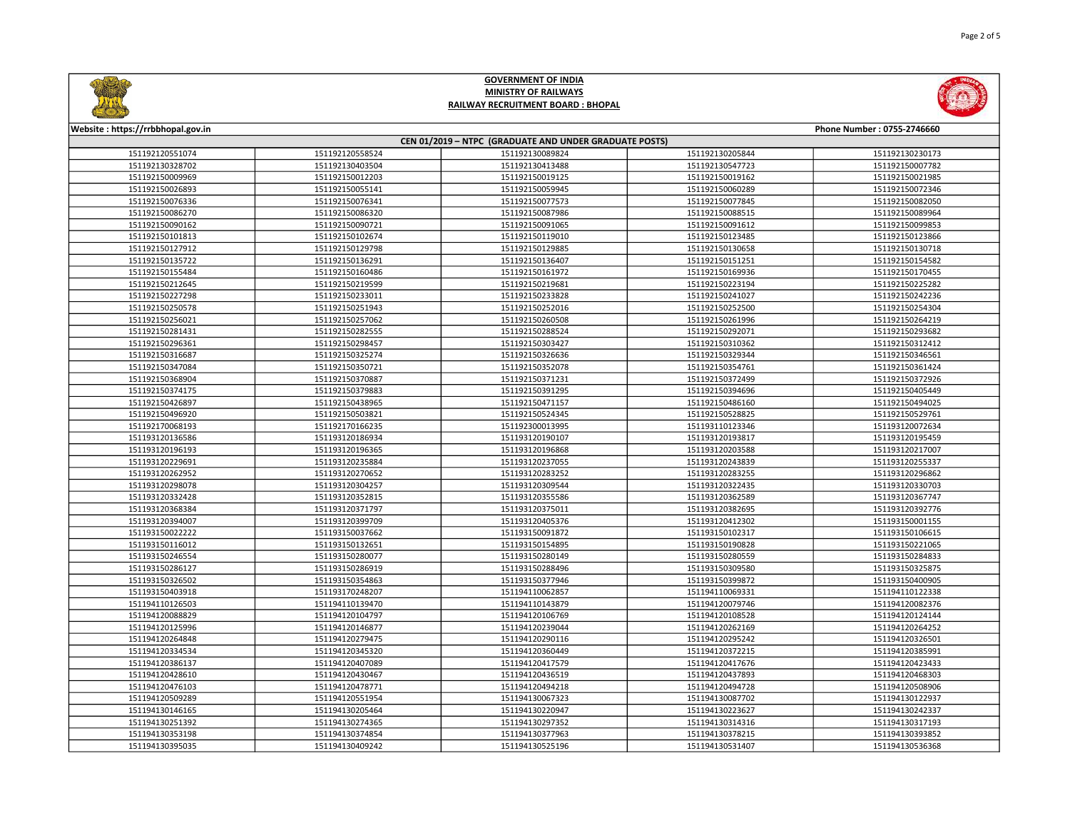# GOVERNMENT OF INDIA
## MINISTRY OF RAILWAYS
## RAILWAY RECRUITMENT BOARD : BHOPAL

Website : https://rrbbhopal.gov.in | Phone Number : 0755-2746660

### CEN 01/2019 – NTPC (GRADUATE AND UNDER GRADUATE POSTS)

| | | | | |
|---|---|---|---|---|
| 151192120551074 | 151192120558524 | 151192130089824 | 151192130205844 | 151192130230173 |
| 151192130328702 | 151192130403504 | 151192130413488 | 151192130547723 | 151192150007782 |
| 151192150009969 | 151192150012203 | 151192150019125 | 151192150019162 | 151192150021985 |
| 151192150026893 | 151192150055141 | 151192150059945 | 151192150060289 | 151192150072346 |
| 151192150076336 | 151192150076341 | 151192150077573 | 151192150077845 | 151192150082050 |
| 151192150086270 | 151192150086320 | 151192150087986 | 151192150088515 | 151192150089964 |
| 151192150090162 | 151192150090721 | 151192150091065 | 151192150091612 | 151192150099853 |
| 151192150101813 | 151192150102674 | 151192150119010 | 151192150123485 | 151192150123866 |
| 151192150127912 | 151192150129798 | 151192150129885 | 151192150130658 | 151192150130718 |
| 151192150135722 | 151192150136291 | 151192150136407 | 151192150151251 | 151192150154582 |
| 151192150155484 | 151192150160486 | 151192150161972 | 151192150169936 | 151192150170455 |
| 151192150212645 | 151192150219599 | 151192150219681 | 151192150223194 | 151192150225282 |
| 151192150227298 | 151192150233011 | 151192150233828 | 151192150241027 | 151192150242236 |
| 151192150250578 | 151192150251943 | 151192150252016 | 151192150252500 | 151192150254304 |
| 151192150256021 | 151192150257062 | 151192150260508 | 151192150261996 | 151192150264219 |
| 151192150281431 | 151192150282555 | 151192150288524 | 151192150292071 | 151192150293682 |
| 151192150296361 | 151192150298457 | 151192150303427 | 151192150310362 | 151192150312412 |
| 151192150316687 | 151192150325274 | 151192150326636 | 151192150329344 | 151192150346561 |
| 151192150347084 | 151192150350721 | 151192150352078 | 151192150354761 | 151192150361424 |
| 151192150368904 | 151192150370887 | 151192150371231 | 151192150372499 | 151192150372926 |
| 151192150374175 | 151192150379883 | 151192150391295 | 151192150394696 | 151192150405449 |
| 151192150426897 | 151192150438965 | 151192150471157 | 151192150486160 | 151192150494025 |
| 151192150496920 | 151192150503821 | 151192150524345 | 151192150528825 | 151192150529761 |
| 151192170068193 | 151192170166235 | 151192300123995 | 151193110123346 | 151193120072634 |
| 151193120136586 | 151193120186934 | 151193120190107 | 151193120193817 | 151193120195459 |
| 151193120196193 | 151193120196365 | 151193120196868 | 151193120203588 | 151193120217007 |
| 151193120229691 | 151193120235884 | 151193120237055 | 151193120243839 | 151193120255337 |
| 151193120262952 | 151193120270652 | 151193120283252 | 151193120283255 | 151193120296862 |
| 151193120298078 | 151193120304257 | 151193120309544 | 151193120322435 | 151193120330703 |
| 151193120332428 | 151193120352815 | 151193120355586 | 151193120362589 | 151193120367747 |
| 151193120368384 | 151193120371797 | 151193120375011 | 151193120382695 | 151193120392776 |
| 151193120394007 | 151193120399709 | 151193120405376 | 151193120412302 | 151193150001155 |
| 151193150022222 | 151193150037662 | 151193150091872 | 151193150102317 | 151193150106615 |
| 151193150116012 | 151193150132651 | 151193150154895 | 151193150190828 | 151193150221065 |
| 151193150246554 | 151193150280077 | 151193150280149 | 151193150280559 | 151193150284833 |
| 151193150286127 | 151193150286919 | 151193150288496 | 151193150309580 | 151193150325875 |
| 151193150326502 | 151193150354863 | 151193150377946 | 151193150399872 | 151193150400905 |
| 151193150403918 | 151193170248207 | 151194110062857 | 151194110069331 | 151194110122338 |
| 151194110126503 | 151194110139470 | 151194110143879 | 151194120079746 | 151194120082376 |
| 151194120088829 | 151194120104797 | 151194120106769 | 151194120108528 | 151194120124144 |
| 151194120125996 | 151194120146877 | 151194120239044 | 151194120262169 | 151194120264252 |
| 151194120264848 | 151194120279475 | 151194120290116 | 151194120295242 | 151194120326501 |
| 151194120334534 | 151194120345320 | 151194120360449 | 151194120372215 | 151194120385991 |
| 151194120386137 | 151194120407089 | 151194120417579 | 151194120417676 | 151194120423433 |
| 151194120428610 | 151194120430467 | 151194120436519 | 151194120437893 | 151194120468303 |
| 151194120476103 | 151194120478771 | 151194120494218 | 151194120494728 | 151194120508906 |
| 151194120509289 | 151194120551954 | 151194130067323 | 151194130087702 | 151194130122937 |
| 151194130146165 | 151194130205464 | 151194130220947 | 151194130223627 | 151194130242337 |
| 151194130251392 | 151194130274365 | 151194130297352 | 151194130314316 | 151194130317193 |
| 151194130353198 | 151194130374854 | 151194130377963 | 151194130378215 | 151194130393852 |
| 151194130395035 | 151194130409242 | 151194130525196 | 151194130531407 | 151194130536368 |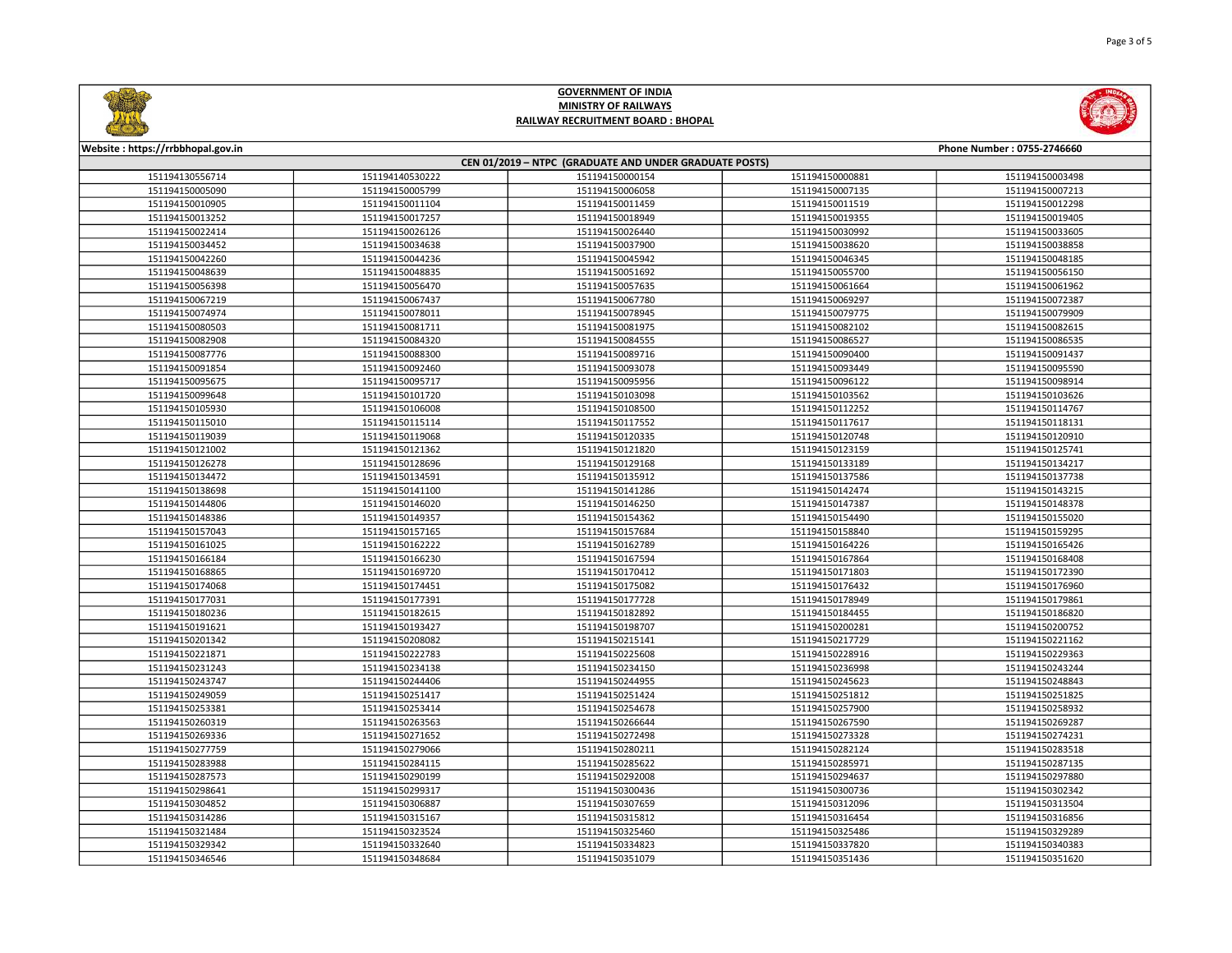**GOVERNMENT OF INDIA**
**MINISTRY OF RAILWAYS**
**RAILWAY RECRUITMENT BOARD : BHOPAL**

Website : https://rrbbhopal.gov.in | Phone Number : 0755-2746660

**CEN 01/2019 – NTPC (GRADUATE AND UNDER GRADUATE POSTS)**

| | | | | |
|---|---|---|---|---|
| 151194130556714 | 151194140530222 | 151194150000154 | 151194150000881 | 151194150003498 |
| 151194150005090 | 151194150005799 | 151194150006058 | 151194150007135 | 151194150007213 |
| 151194150010905 | 151194150011104 | 151194150011459 | 151194150011519 | 151194150012298 |
| 151194150013252 | 151194150017257 | 151194150018949 | 151194150019355 | 151194150019405 |
| 151194150022414 | 151194150026126 | 151194150026440 | 151194150030992 | 151194150033605 |
| 151194150034452 | 151194150034638 | 151194150037900 | 151194150038620 | 151194150038858 |
| 151194150042260 | 151194150044236 | 151194150045942 | 151194150046345 | 151194150048185 |
| 151194150048639 | 151194150048835 | 151194150051692 | 151194150055700 | 151194150056150 |
| 151194150056398 | 151194150056470 | 151194150057635 | 151194150061664 | 151194150061962 |
| 151194150067219 | 151194150067437 | 151194150067780 | 151194150069297 | 151194150072387 |
| 151194150074974 | 151194150078011 | 151194150078945 | 151194150079775 | 151194150079909 |
| 151194150080503 | 151194150081711 | 151194150081975 | 151194150082102 | 151194150082615 |
| 151194150082908 | 151194150084320 | 151194150084555 | 151194150086527 | 151194150086535 |
| 151194150087776 | 151194150088300 | 151194150089716 | 151194150090400 | 151194150091437 |
| 151194150091854 | 151194150092460 | 151194150093078 | 151194150093449 | 151194150095590 |
| 151194150095675 | 151194150095717 | 151194150095956 | 151194150096122 | 151194150098914 |
| 151194150099648 | 151194150101720 | 151194150103098 | 151194150103562 | 151194150103626 |
| 151194150105930 | 151194150106008 | 151194150108500 | 151194150112252 | 151194150114767 |
| 151194150115010 | 151194150115114 | 151194150117552 | 151194150117617 | 151194150118131 |
| 151194150119039 | 151194150119068 | 151194150120335 | 151194150120748 | 151194150120910 |
| 151194150121002 | 151194150121362 | 151194150121820 | 151194150123159 | 151194150125741 |
| 151194150126278 | 151194150128696 | 151194150129168 | 151194150133189 | 151194150134217 |
| 151194150134472 | 151194150134591 | 151194150135912 | 151194150137586 | 151194150137738 |
| 151194150138698 | 151194150141100 | 151194150141286 | 151194150142474 | 151194150143215 |
| 151194150144806 | 151194150146020 | 151194150146250 | 151194150147387 | 151194150148378 |
| 151194150148386 | 151194150149357 | 151194150154362 | 151194150154490 | 151194150155020 |
| 151194150157043 | 151194150157165 | 151194150157684 | 151194150158840 | 151194150159295 |
| 151194150161025 | 151194150162222 | 151194150162789 | 151194150164226 | 151194150165426 |
| 151194150166184 | 151194150166230 | 151194150167594 | 151194150167864 | 151194150168408 |
| 151194150168865 | 151194150169720 | 151194150170412 | 151194150171803 | 151194150172390 |
| 151194150174068 | 151194150174451 | 151194150175082 | 151194150176432 | 151194150176960 |
| 151194150177031 | 151194150177391 | 151194150177728 | 151194150178949 | 151194150179861 |
| 151194150180236 | 151194150182615 | 151194150182892 | 151194150184455 | 151194150186820 |
| 151194150191621 | 151194150193427 | 151194150198707 | 151194150200281 | 151194150200752 |
| 151194150201342 | 151194150208082 | 151194150215141 | 151194150217729 | 151194150221162 |
| 151194150221871 | 151194150222783 | 151194150225608 | 151194150228916 | 151194150229363 |
| 151194150231243 | 151194150234138 | 151194150234150 | 151194150236998 | 151194150243244 |
| 151194150243747 | 151194150244406 | 151194150244955 | 151194150245623 | 151194150248843 |
| 151194150249059 | 151194150251417 | 151194150251424 | 151194150251812 | 151194150251825 |
| 151194150253381 | 151194150253414 | 151194150254678 | 151194150257900 | 151194150258932 |
| 151194150260319 | 151194150263563 | 151194150266644 | 151194150267590 | 151194150269287 |
| 151194150269336 | 151194150271652 | 151194150272498 | 151194150273328 | 151194150274231 |
| 151194150277759 | 151194150279066 | 151194150280211 | 151194150282124 | 151194150283518 |
| 151194150283988 | 151194150284115 | 151194150285622 | 151194150285971 | 151194150287135 |
| 151194150287573 | 151194150290199 | 151194150292008 | 151194150294637 | 151194150297880 |
| 151194150298641 | 151194150299317 | 151194150300436 | 151194150300736 | 151194150302342 |
| 151194150304852 | 151194150306887 | 151194150307659 | 151194150312096 | 151194150313504 |
| 151194150314286 | 151194150315167 | 151194150315812 | 151194150316454 | 151194150316856 |
| 151194150321484 | 151194150323524 | 151194150325460 | 151194150325486 | 151194150329289 |
| 151194150329342 | 151194150332640 | 151194150334823 | 151194150337820 | 151194150340383 |
| 151194150346546 | 151194150348684 | 151194150351079 | 151194150351436 | 151194150351620 |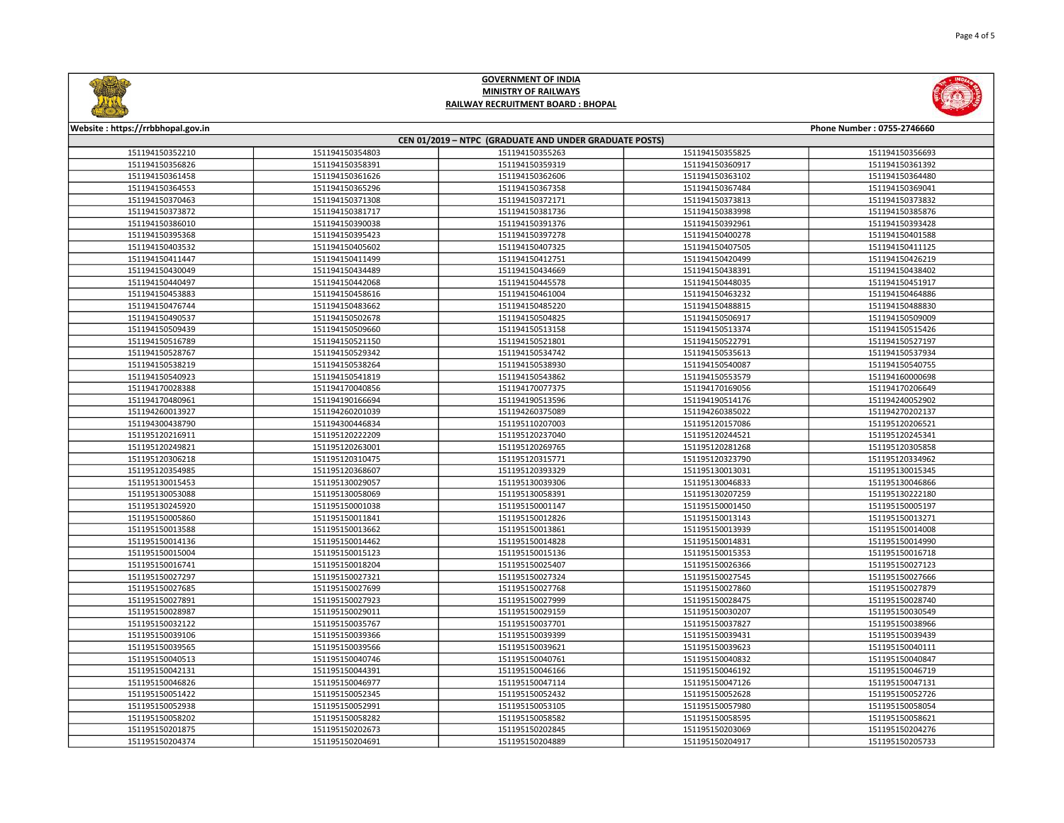# GOVERNMENT OF INDIA
## MINISTRY OF RAILWAYS
## RAILWAY RECRUITMENT BOARD : BHOPAL

Website : https://rrbbhopal.gov.in

Phone Number : 0755-2746660

### CEN 01/2019 – NTPC (GRADUATE AND UNDER GRADUATE POSTS)

| | | | | |
|---|---|---|---|---|
| 151194150352210 | 151194150354803 | 151194150355263 | 151194150355825 | 151194150356693 |
| 151194150356826 | 151194150358391 | 151194150359319 | 151194150360917 | 151194150361392 |
| 151194150361458 | 151194150361626 | 151194150362606 | 151194150363102 | 151194150364480 |
| 151194150364553 | 151194150365296 | 151194150367358 | 151194150367484 | 151194150369041 |
| 151194150370463 | 151194150371308 | 151194150372171 | 151194150373813 | 151194150373832 |
| 151194150373872 | 151194150381717 | 151194150381736 | 151194150383998 | 151194150385876 |
| 151194150386010 | 151194150390038 | 151194150391376 | 151194150392961 | 151194150393428 |
| 151194150395368 | 151194150395423 | 151194150397278 | 151194150400278 | 151194150401588 |
| 151194150403532 | 151194150405602 | 151194150407325 | 151194150407505 | 151194150411125 |
| 151194150411447 | 151194150411499 | 151194150412751 | 151194150420499 | 151194150426219 |
| 151194150430049 | 151194150434489 | 151194150434669 | 151194150438391 | 151194150438402 |
| 151194150440497 | 151194150442068 | 151194150445578 | 151194150448035 | 151194150451917 |
| 151194150453883 | 151194150458616 | 151194150461004 | 151194150463232 | 151194150464886 |
| 151194150476744 | 151194150483662 | 151194150485220 | 151194150488815 | 151194150488830 |
| 151194150490537 | 151194150502678 | 151194150504825 | 151194150506917 | 151194150509009 |
| 151194150509439 | 151194150509660 | 151194150513158 | 151194150513374 | 151194150515426 |
| 151194150516789 | 151194150521150 | 151194150521801 | 151194150522791 | 151194150527197 |
| 151194150528767 | 151194150529342 | 151194150534742 | 151194150535613 | 151194150537934 |
| 151194150538219 | 151194150538264 | 151194150538930 | 151194150540087 | 151194150540755 |
| 151194150540923 | 151194150541819 | 151194150543862 | 151194150553579 | 151194160000698 |
| 151194170028388 | 151194170040856 | 151194170077375 | 151194170169056 | 151194170206649 |
| 151194170480961 | 151194190166694 | 151194190513596 | 151194190514176 | 151194240052902 |
| 151194260013927 | 151194260201039 | 151194260375089 | 151194260385022 | 151194270202137 |
| 151194300438790 | 151194300446834 | 151195110207003 | 151195120157086 | 151195120206521 |
| 151195120216911 | 151195120222209 | 151195120237040 | 151195120244521 | 151195120245341 |
| 151195120249821 | 151195120263001 | 151195120269765 | 151195120281268 | 151195120305858 |
| 151195120306218 | 151195120310475 | 151195120315771 | 151195120323790 | 151195120334962 |
| 151195120354985 | 151195120368607 | 151195120393329 | 151195130013031 | 151195130015345 |
| 151195130015453 | 151195130029057 | 151195130039306 | 151195130046833 | 151195130046866 |
| 151195130053088 | 151195130058069 | 151195130058391 | 151195130207259 | 151195130222180 |
| 151195130245920 | 151195150001038 | 151195150001147 | 151195150001450 | 151195150005197 |
| 151195150005860 | 151195150011841 | 151195150012826 | 151195150013143 | 151195150013271 |
| 151195150013588 | 151195150013662 | 151195150013861 | 151195150013939 | 151195150014008 |
| 151195150014136 | 151195150014462 | 151195150014828 | 151195150014831 | 151195150014990 |
| 151195150015004 | 151195150015123 | 151195150015136 | 151195150015353 | 151195150016718 |
| 151195150016741 | 151195150018204 | 151195150025407 | 151195150026366 | 151195150027123 |
| 151195150027297 | 151195150027321 | 151195150027324 | 151195150027545 | 151195150027666 |
| 151195150027685 | 151195150027699 | 151195150027768 | 151195150027860 | 151195150027879 |
| 151195150027891 | 151195150027923 | 151195150027999 | 151195150028475 | 151195150028740 |
| 151195150028987 | 151195150029011 | 151195150029159 | 151195150030207 | 151195150030549 |
| 151195150032122 | 151195150035767 | 151195150037701 | 151195150037827 | 151195150038966 |
| 151195150039106 | 151195150039366 | 151195150039399 | 151195150039431 | 151195150039439 |
| 151195150039565 | 151195150039566 | 151195150039621 | 151195150039623 | 151195150040111 |
| 151195150040513 | 151195150040746 | 151195150040761 | 151195150040832 | 151195150040847 |
| 151195150042131 | 151195150044391 | 151195150046166 | 151195150046192 | 151195150046719 |
| 151195150046826 | 151195150046977 | 151195150047114 | 151195150047126 | 151195150047131 |
| 151195150051422 | 151195150052345 | 151195150052432 | 151195150052628 | 151195150052726 |
| 151195150052938 | 151195150052991 | 151195150053105 | 151195150057980 | 151195150058054 |
| 151195150058202 | 151195150058282 | 151195150058582 | 151195150058595 | 151195150058621 |
| 151195150201875 | 151195150202673 | 151195150202845 | 151195150203069 | 151195150204276 |
| 151195150204374 | 151195150204691 | 151195150204889 | 151195150204917 | 151195150205733 |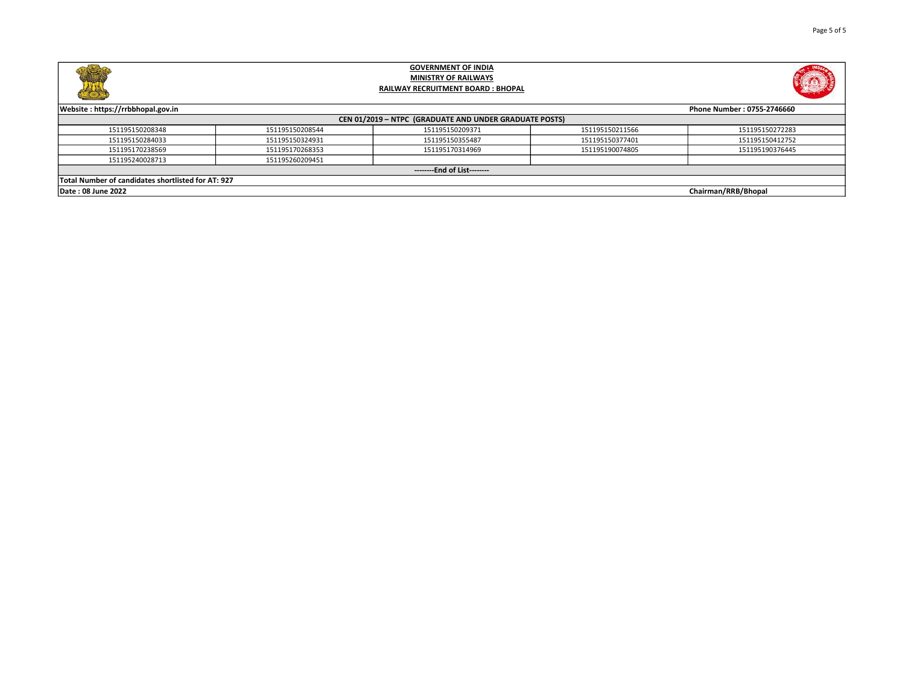**GOVERNMENT OF INDIA**
**MINISTRY OF RAILWAYS**
**RAILWAY RECRUITMENT BOARD : BHOPAL**

**Website : https://rrbbhopal.gov.in** | **Phone Number : 0755-2746660**

**CEN 01/2019 – NTPC (GRADUATE AND UNDER GRADUATE POSTS)**

| | | | | |
|---|---|---|---|---|
| 151195150208348 | 151195150208544 | 151195150209371 | 151195150211566 | 151195150272283 |
| 151195150284033 | 151195150324931 | 151195150355487 | 151195150377401 | 151195150412752 |
| 151195170238569 | 151195170268353 | 151195170314969 | 151195190074805 | 151195190376445 |
| 151195240028713 | 151195260209451 | | | |

--------End of List--------

**Total Number of candidates shortlisted for AT: 927**

**Date : 08 June 2022**

**Chairman/RRB/Bhopal**